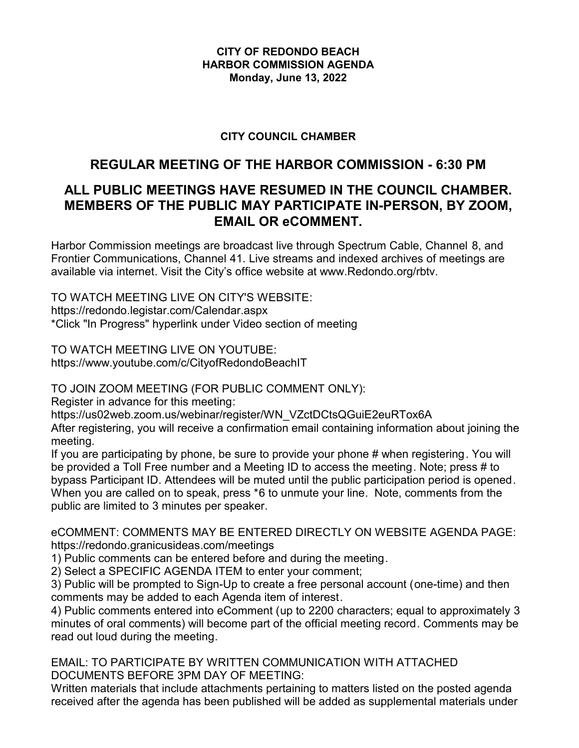**CITY OF REDONDO BEACH**
**HARBOR COMMISSION AGENDA**
**Monday, June 13, 2022**

**CITY COUNCIL CHAMBER**

## REGULAR MEETING OF THE HARBOR COMMISSION - 6:30 PM

## ALL PUBLIC MEETINGS HAVE RESUMED IN THE COUNCIL CHAMBER. MEMBERS OF THE PUBLIC MAY PARTICIPATE IN-PERSON, BY ZOOM, EMAIL OR eCOMMENT.

Harbor Commission meetings are broadcast live through Spectrum Cable, Channel 8, and Frontier Communications, Channel 41. Live streams and indexed archives of meetings are available via internet. Visit the City's office website at www.Redondo.org/rbtv.

TO WATCH MEETING LIVE ON CITY'S WEBSITE:
https://redondo.legistar.com/Calendar.aspx
*Click "In Progress" hyperlink under Video section of meeting

TO WATCH MEETING LIVE ON YOUTUBE:
https://www.youtube.com/c/CityofRedondoBeachIT

TO JOIN ZOOM MEETING (FOR PUBLIC COMMENT ONLY):
Register in advance for this meeting:
https://us02web.zoom.us/webinar/register/WN_VZctDCtsQGuiE2euRTox6A
After registering, you will receive a confirmation email containing information about joining the meeting.
If you are participating by phone, be sure to provide your phone # when registering. You will be provided a Toll Free number and a Meeting ID to access the meeting. Note; press # to bypass Participant ID. Attendees will be muted until the public participation period is opened. When you are called on to speak, press *6 to unmute your line. Note, comments from the public are limited to 3 minutes per speaker.

eCOMMENT: COMMENTS MAY BE ENTERED DIRECTLY ON WEBSITE AGENDA PAGE:
https://redondo.granicusideas.com/meetings
1) Public comments can be entered before and during the meeting.
2) Select a SPECIFIC AGENDA ITEM to enter your comment;
3) Public will be prompted to Sign-Up to create a free personal account (one-time) and then comments may be added to each Agenda item of interest.
4) Public comments entered into eComment (up to 2200 characters; equal to approximately 3 minutes of oral comments) will become part of the official meeting record. Comments may be read out loud during the meeting.

EMAIL: TO PARTICIPATE BY WRITTEN COMMUNICATION WITH ATTACHED DOCUMENTS BEFORE 3PM DAY OF MEETING:
Written materials that include attachments pertaining to matters listed on the posted agenda received after the agenda has been published will be added as supplemental materials under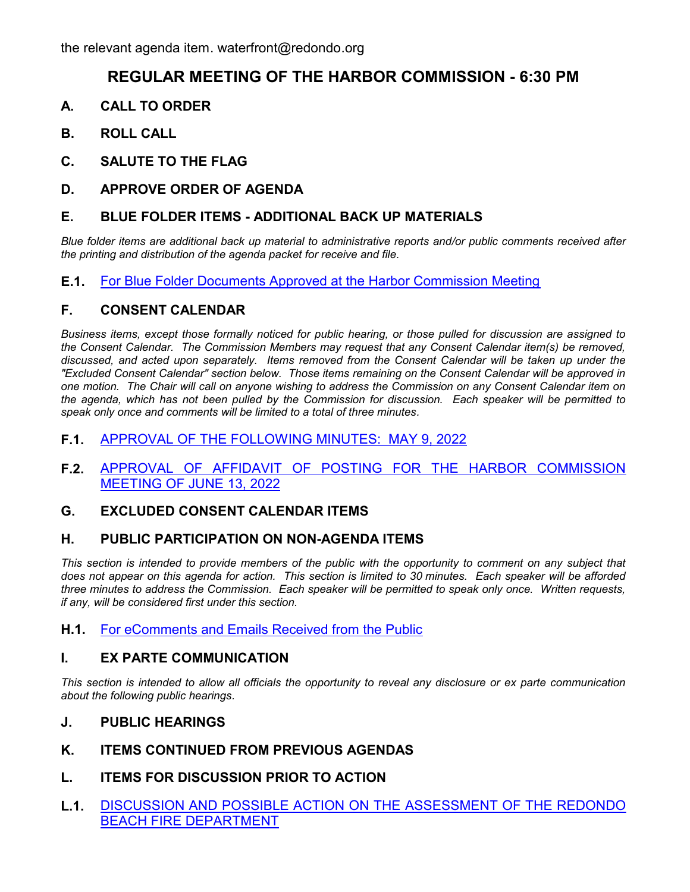the relevant agenda item. waterfront@redondo.org

## REGULAR MEETING OF THE HARBOR COMMISSION - 6:30 PM

### A. CALL TO ORDER

### B. ROLL CALL

### C. SALUTE TO THE FLAG

### D. APPROVE ORDER OF AGENDA

### E. BLUE FOLDER ITEMS - ADDITIONAL BACK UP MATERIALS

*Blue folder items are additional back up material to administrative reports and/or public comments received after the printing and distribution of the agenda packet for receive and file.*

**E.1.** For Blue Folder Documents Approved at the Harbor Commission Meeting

### F. CONSENT CALENDAR

*Business items, except those formally noticed for public hearing, or those pulled for discussion are assigned to the Consent Calendar. The Commission Members may request that any Consent Calendar item(s) be removed, discussed, and acted upon separately. Items removed from the Consent Calendar will be taken up under the "Excluded Consent Calendar" section below. Those items remaining on the Consent Calendar will be approved in one motion. The Chair will call on anyone wishing to address the Commission on any Consent Calendar item on the agenda, which has not been pulled by the Commission for discussion. Each speaker will be permitted to speak only once and comments will be limited to a total of three minutes.*

**F.1.** APPROVAL OF THE FOLLOWING MINUTES: MAY 9, 2022

**F.2.** APPROVAL OF AFFIDAVIT OF POSTING FOR THE HARBOR COMMISSION MEETING OF JUNE 13, 2022

### G. EXCLUDED CONSENT CALENDAR ITEMS

### H. PUBLIC PARTICIPATION ON NON-AGENDA ITEMS

*This section is intended to provide members of the public with the opportunity to comment on any subject that does not appear on this agenda for action. This section is limited to 30 minutes. Each speaker will be afforded three minutes to address the Commission. Each speaker will be permitted to speak only once. Written requests, if any, will be considered first under this section.*

**H.1.** For eComments and Emails Received from the Public

### I. EX PARTE COMMUNICATION

*This section is intended to allow all officials the opportunity to reveal any disclosure or ex parte communication about the following public hearings.*

### J. PUBLIC HEARINGS

### K. ITEMS CONTINUED FROM PREVIOUS AGENDAS

### L. ITEMS FOR DISCUSSION PRIOR TO ACTION

**L.1.** DISCUSSION AND POSSIBLE ACTION ON THE ASSESSMENT OF THE REDONDO BEACH FIRE DEPARTMENT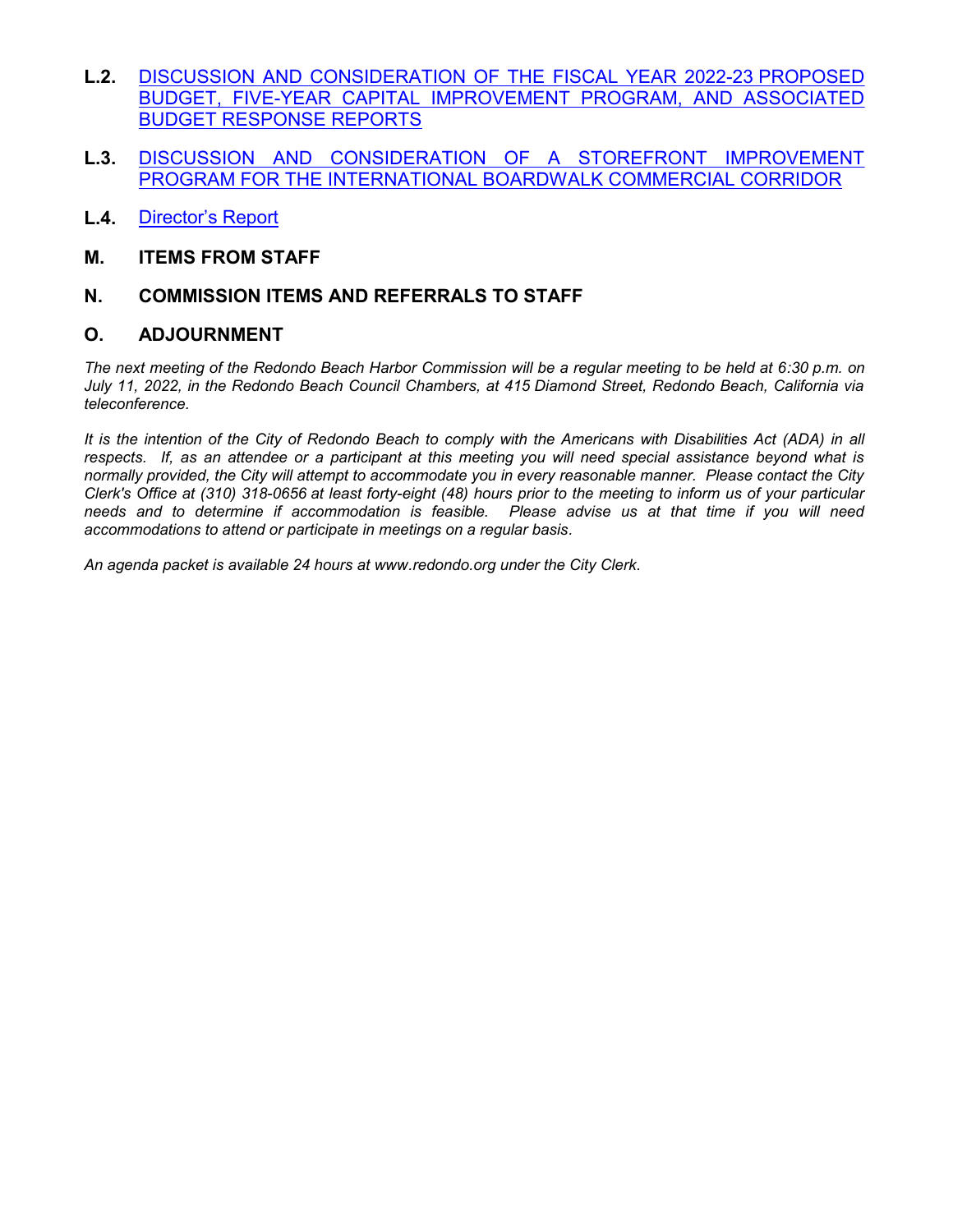**L.2.** [DISCUSSION AND CONSIDERATION OF THE FISCAL YEAR 2022-23 PROPOSED BUDGET, FIVE-YEAR CAPITAL IMPROVEMENT PROGRAM, AND ASSOCIATED BUDGET RESPONSE REPORTS]

**L.3.** [DISCUSSION AND CONSIDERATION OF A STOREFRONT IMPROVEMENT PROGRAM FOR THE INTERNATIONAL BOARDWALK COMMERCIAL CORRIDOR]

**L.4.** [Director's Report]

## M. ITEMS FROM STAFF

## N. COMMISSION ITEMS AND REFERRALS TO STAFF

## O. ADJOURNMENT

*The next meeting of the Redondo Beach Harbor Commission will be a regular meeting to be held at 6:30 p.m. on July 11, 2022, in the Redondo Beach Council Chambers, at 415 Diamond Street, Redondo Beach, California via teleconference.*

*It is the intention of the City of Redondo Beach to comply with the Americans with Disabilities Act (ADA) in all respects. If, as an attendee or a participant at this meeting you will need special assistance beyond what is normally provided, the City will attempt to accommodate you in every reasonable manner. Please contact the City Clerk's Office at (310) 318-0656 at least forty-eight (48) hours prior to the meeting to inform us of your particular needs and to determine if accommodation is feasible. Please advise us at that time if you will need accommodations to attend or participate in meetings on a regular basis.*

*An agenda packet is available 24 hours at www.redondo.org under the City Clerk.*